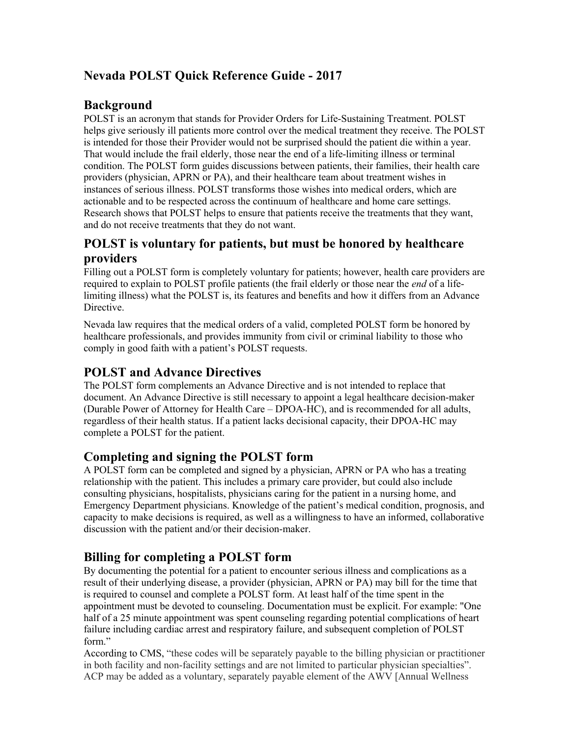# Nevada POLST Quick Reference Guide - 2017

## Background

POLST is an acronym that stands for Provider Orders for Life-Sustaining Treatment. POLST helps give seriously ill patients more control over the medical treatment they receive. The POLST is intended for those their Provider would not be surprised should the patient die within a year. That would include the frail elderly, those near the end of a life-limiting illness or terminal condition. The POLST form guides discussions between patients, their families, their health care providers (physician, APRN or PA), and their healthcare team about treatment wishes in instances of serious illness. POLST transforms those wishes into medical orders, which are actionable and to be respected across the continuum of healthcare and home care settings. Research shows that POLST helps to ensure that patients receive the treatments that they want, and do not receive treatments that they do not want.

## POLST is voluntary for patients, but must be honored by healthcare providers

Filling out a POLST form is completely voluntary for patients; however, health care providers are required to explain to POLST profile patients (the frail elderly or those near the *end* of a life-limiting illness) what the POLST is, its features and benefits and how it differs from an Advance Directive.

Nevada law requires that the medical orders of a valid, completed POLST form be honored by healthcare professionals, and provides immunity from civil or criminal liability to those who comply in good faith with a patient's POLST requests.

## POLST and Advance Directives

The POLST form complements an Advance Directive and is not intended to replace that document. An Advance Directive is still necessary to appoint a legal healthcare decision-maker (Durable Power of Attorney for Health Care – DPOA-HC), and is recommended for all adults, regardless of their health status. If a patient lacks decisional capacity, their DPOA-HC may complete a POLST for the patient.

## Completing and signing the POLST form

A POLST form can be completed and signed by a physician, APRN or PA who has a treating relationship with the patient. This includes a primary care provider, but could also include consulting physicians, hospitalists, physicians caring for the patient in a nursing home, and Emergency Department physicians. Knowledge of the patient's medical condition, prognosis, and capacity to make decisions is required, as well as a willingness to have an informed, collaborative discussion with the patient and/or their decision-maker.

## Billing for completing a POLST form

By documenting the potential for a patient to encounter serious illness and complications as a result of their underlying disease, a provider (physician, APRN or PA) may bill for the time that is required to counsel and complete a POLST form. At least half of the time spent in the appointment must be devoted to counseling. Documentation must be explicit. For example: "One half of a 25 minute appointment was spent counseling regarding potential complications of heart failure including cardiac arrest and respiratory failure, and subsequent completion of POLST form."

According to CMS, "these codes will be separately payable to the billing physician or practitioner in both facility and non-facility settings and are not limited to particular physician specialties". ACP may be added as a voluntary, separately payable element of the AWV [Annual Wellness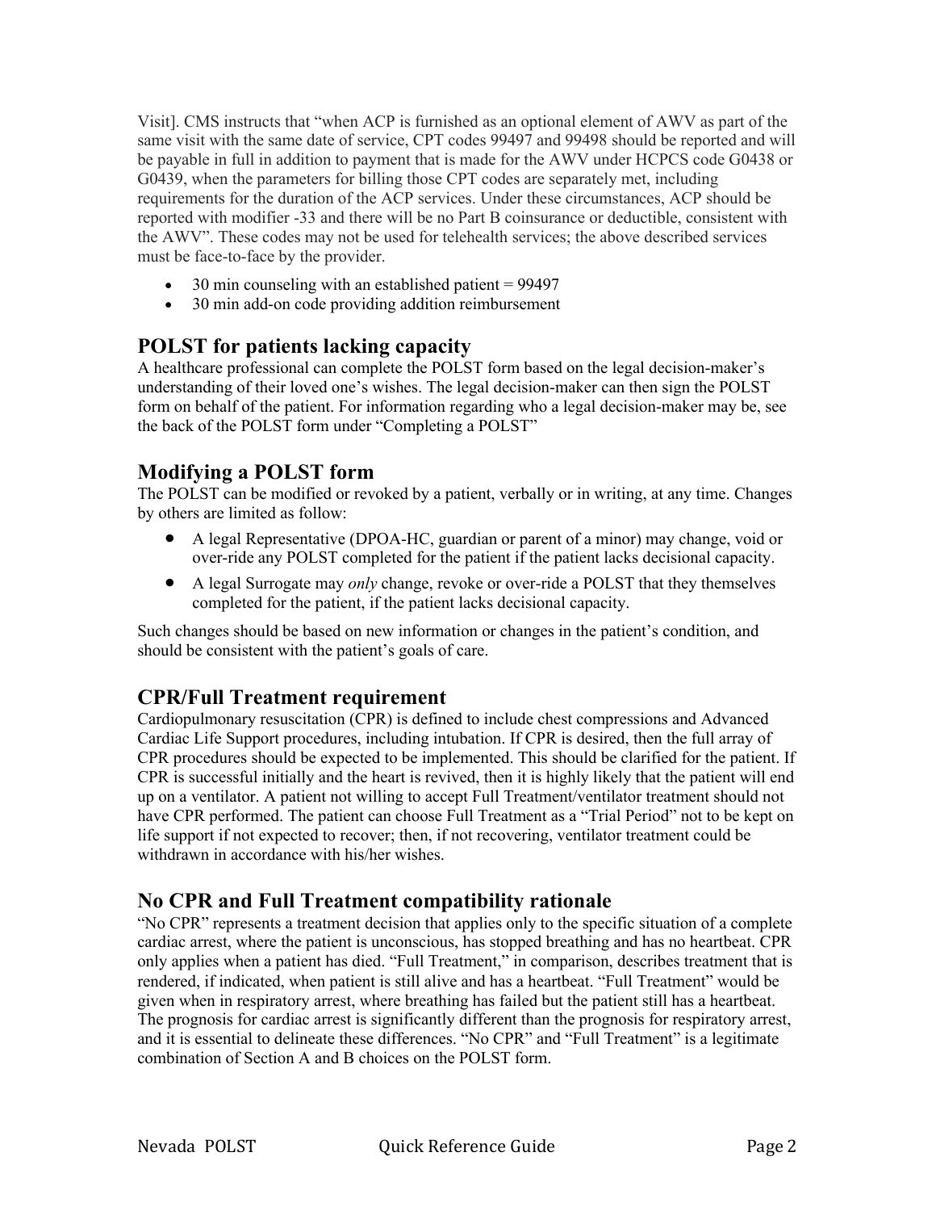Visit]. CMS instructs that "when ACP is furnished as an optional element of AWV as part of the same visit with the same date of service, CPT codes 99497 and 99498 should be reported and will be payable in full in addition to payment that is made for the AWV under HCPCS code G0438 or G0439, when the parameters for billing those CPT codes are separately met, including requirements for the duration of the ACP services. Under these circumstances, ACP should be reported with modifier -33 and there will be no Part B coinsurance or deductible, consistent with the AWV". These codes may not be used for telehealth services; the above described services must be face-to-face by the provider.

- 30 min counseling with an established patient = 99497
- 30 min add-on code providing addition reimbursement

## POLST for patients lacking capacity

A healthcare professional can complete the POLST form based on the legal decision-maker's understanding of their loved one's wishes. The legal decision-maker can then sign the POLST form on behalf of the patient. For information regarding who a legal decision-maker may be, see the back of the POLST form under "Completing a POLST"

## Modifying a POLST form

The POLST can be modified or revoked by a patient, verbally or in writing, at any time. Changes by others are limited as follow:

- A legal Representative (DPOA-HC, guardian or parent of a minor) may change, void or over-ride any POLST completed for the patient if the patient lacks decisional capacity.
- A legal Surrogate may *only* change, revoke or over-ride a POLST that they themselves completed for the patient, if the patient lacks decisional capacity.

Such changes should be based on new information or changes in the patient's condition, and should be consistent with the patient's goals of care.

## CPR/Full Treatment requirement

Cardiopulmonary resuscitation (CPR) is defined to include chest compressions and Advanced Cardiac Life Support procedures, including intubation. If CPR is desired, then the full array of CPR procedures should be expected to be implemented. This should be clarified for the patient. If CPR is successful initially and the heart is revived, then it is highly likely that the patient will end up on a ventilator. A patient not willing to accept Full Treatment/ventilator treatment should not have CPR performed. The patient can choose Full Treatment as a "Trial Period" not to be kept on life support if not expected to recover; then, if not recovering, ventilator treatment could be withdrawn in accordance with his/her wishes.

## No CPR and Full Treatment compatibility rationale

"No CPR" represents a treatment decision that applies only to the specific situation of a complete cardiac arrest, where the patient is unconscious, has stopped breathing and has no heartbeat. CPR only applies when a patient has died. "Full Treatment," in comparison, describes treatment that is rendered, if indicated, when patient is still alive and has a heartbeat. "Full Treatment" would be given when in respiratory arrest, where breathing has failed but the patient still has a heartbeat. The prognosis for cardiac arrest is significantly different than the prognosis for respiratory arrest, and it is essential to delineate these differences. "No CPR" and "Full Treatment" is a legitimate combination of Section A and B choices on the POLST form.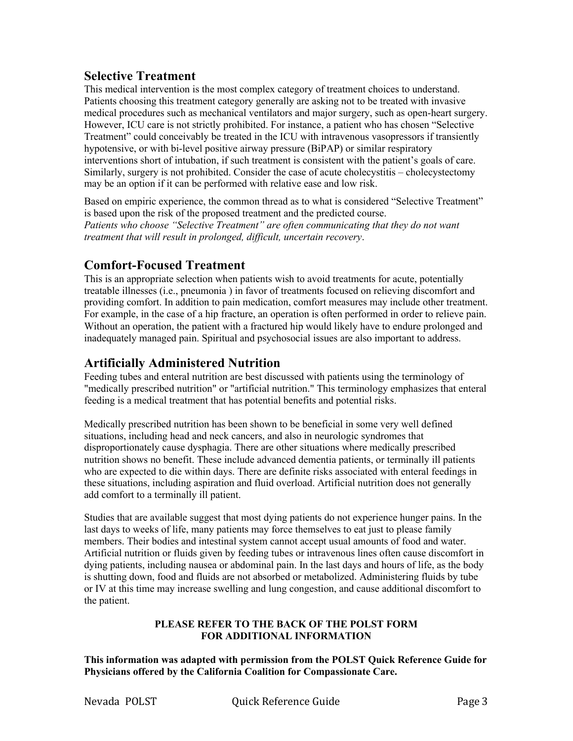## Selective Treatment

This medical intervention is the most complex category of treatment choices to understand. Patients choosing this treatment category generally are asking not to be treated with invasive medical procedures such as mechanical ventilators and major surgery, such as open-heart surgery. However, ICU care is not strictly prohibited. For instance, a patient who has chosen "Selective Treatment" could conceivably be treated in the ICU with intravenous vasopressors if transiently hypotensive, or with bi-level positive airway pressure (BiPAP) or similar respiratory interventions short of intubation, if such treatment is consistent with the patient's goals of care. Similarly, surgery is not prohibited. Consider the case of acute cholecystitis – cholecystectomy may be an option if it can be performed with relative ease and low risk.

Based on empiric experience, the common thread as to what is considered "Selective Treatment" is based upon the risk of the proposed treatment and the predicted course.
*Patients who choose "Selective Treatment" are often communicating that they do not want treatment that will result in prolonged, difficult, uncertain recovery*.

## Comfort-Focused Treatment

This is an appropriate selection when patients wish to avoid treatments for acute, potentially treatable illnesses (i.e., pneumonia ) in favor of treatments focused on relieving discomfort and providing comfort. In addition to pain medication, comfort measures may include other treatment. For example, in the case of a hip fracture, an operation is often performed in order to relieve pain. Without an operation, the patient with a fractured hip would likely have to endure prolonged and inadequately managed pain. Spiritual and psychosocial issues are also important to address.

## Artificially Administered Nutrition

Feeding tubes and enteral nutrition are best discussed with patients using the terminology of "medically prescribed nutrition" or "artificial nutrition." This terminology emphasizes that enteral feeding is a medical treatment that has potential benefits and potential risks.

Medically prescribed nutrition has been shown to be beneficial in some very well defined situations, including head and neck cancers, and also in neurologic syndromes that disproportionately cause dysphagia. There are other situations where medically prescribed nutrition shows no benefit. These include advanced dementia patients, or terminally ill patients who are expected to die within days. There are definite risks associated with enteral feedings in these situations, including aspiration and fluid overload. Artificial nutrition does not generally add comfort to a terminally ill patient.

Studies that are available suggest that most dying patients do not experience hunger pains. In the last days to weeks of life, many patients may force themselves to eat just to please family members. Their bodies and intestinal system cannot accept usual amounts of food and water. Artificial nutrition or fluids given by feeding tubes or intravenous lines often cause discomfort in dying patients, including nausea or abdominal pain. In the last days and hours of life, as the body is shutting down, food and fluids are not absorbed or metabolized. Administering fluids by tube or IV at this time may increase swelling and lung congestion, and cause additional discomfort to the patient.

**PLEASE REFER TO THE BACK OF THE POLST FORM FOR ADDITIONAL INFORMATION**

**This information was adapted with permission from the POLST Quick Reference Guide for Physicians offered by the California Coalition for Compassionate Care.**